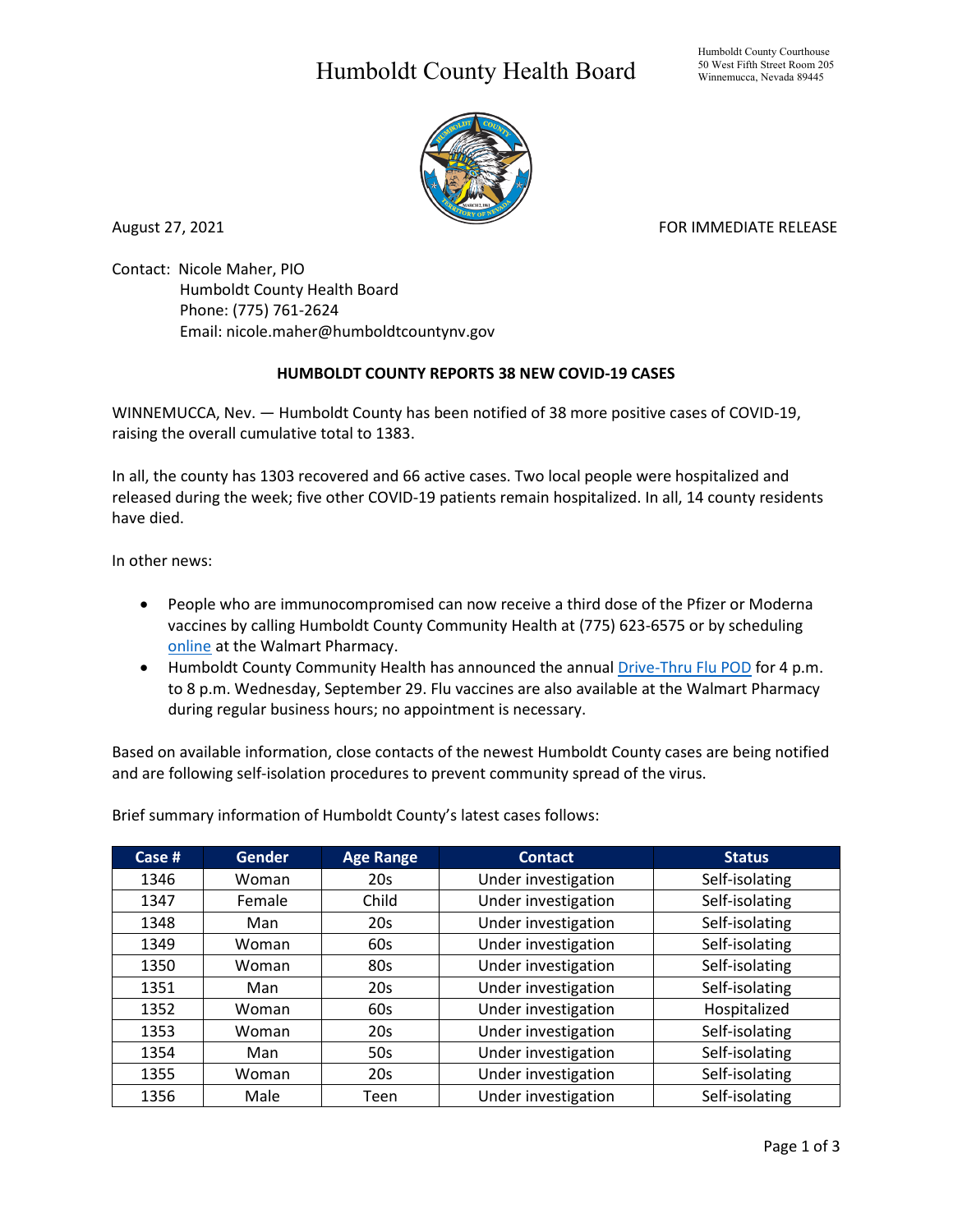# Humboldt County Health Board

Humboldt County Courthouse
50 West Fifth Street Room 205
Winnemucca, Nevada 89445

August 27, 2021 FOR IMMEDIATE RELEASE

Contact: Nicole Maher, PIO
Humboldt County Health Board
Phone: (775) 761-2624
Email: nicole.maher@humboldtcountynv.gov

**HUMBOLDT COUNTY REPORTS 38 NEW COVID-19 CASES**

WINNEMUCCA, Nev. — Humboldt County has been notified of 38 more positive cases of COVID-19, raising the overall cumulative total to 1383.

In all, the county has 1303 recovered and 66 active cases. Two local people were hospitalized and released during the week; five other COVID-19 patients remain hospitalized. In all, 14 county residents have died.

In other news:

- People who are immunocompromised can now receive a third dose of the Pfizer or Moderna vaccines by calling Humboldt County Community Health at (775) 623-6575 or by scheduling online at the Walmart Pharmacy.
- Humboldt County Community Health has announced the annual Drive-Thru Flu POD for 4 p.m. to 8 p.m. Wednesday, September 29. Flu vaccines are also available at the Walmart Pharmacy during regular business hours; no appointment is necessary.

Based on available information, close contacts of the newest Humboldt County cases are being notified and are following self-isolation procedures to prevent community spread of the virus.

Brief summary information of Humboldt County's latest cases follows:

| Case # | Gender | Age Range | Contact | Status |
|---|---|---|---|---|
| 1346 | Woman | 20s | Under investigation | Self-isolating |
| 1347 | Female | Child | Under investigation | Self-isolating |
| 1348 | Man | 20s | Under investigation | Self-isolating |
| 1349 | Woman | 60s | Under investigation | Self-isolating |
| 1350 | Woman | 80s | Under investigation | Self-isolating |
| 1351 | Man | 20s | Under investigation | Self-isolating |
| 1352 | Woman | 60s | Under investigation | Hospitalized |
| 1353 | Woman | 20s | Under investigation | Self-isolating |
| 1354 | Man | 50s | Under investigation | Self-isolating |
| 1355 | Woman | 20s | Under investigation | Self-isolating |
| 1356 | Male | Teen | Under investigation | Self-isolating |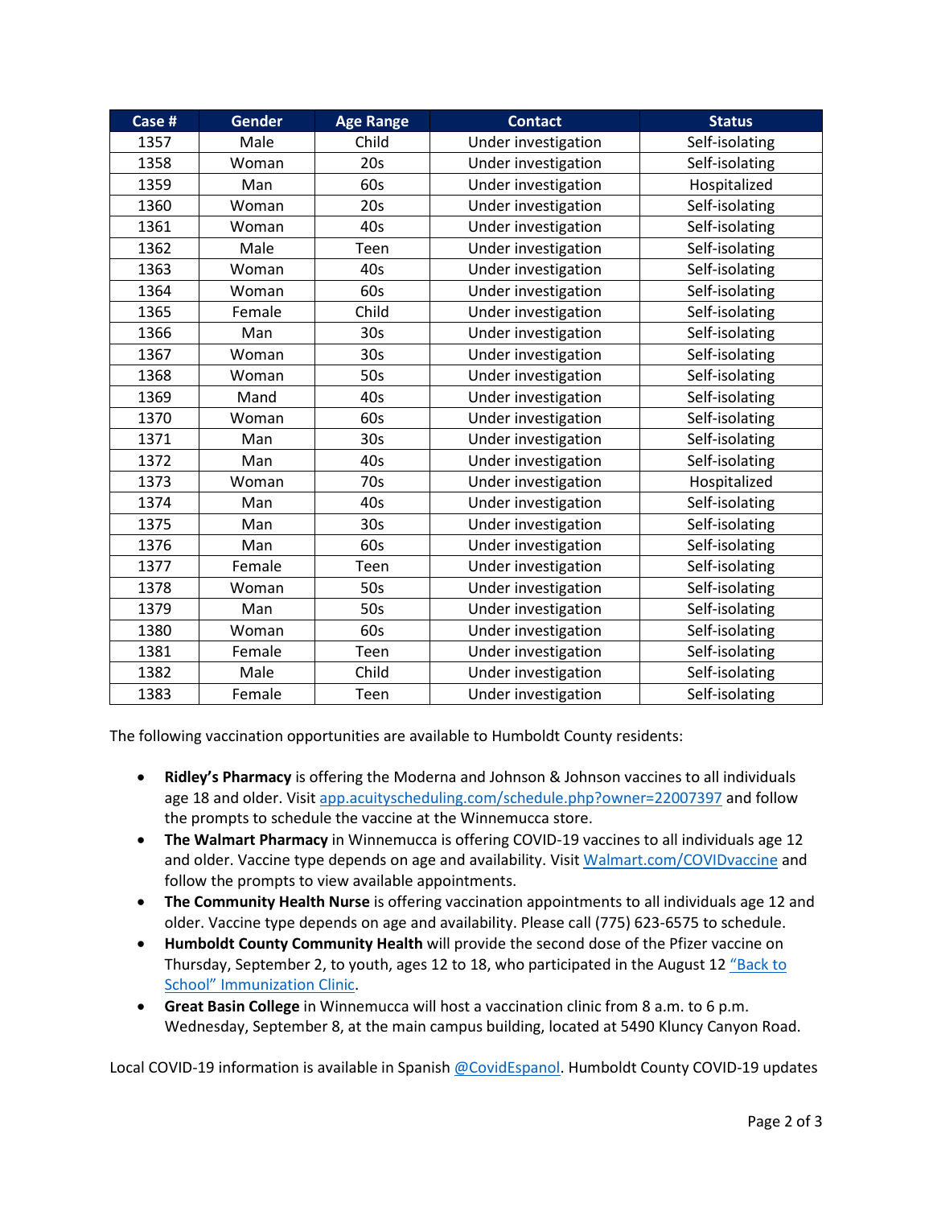| Case # | Gender | Age Range | Contact | Status |
|---|---|---|---|---|
| 1357 | Male | Child | Under investigation | Self-isolating |
| 1358 | Woman | 20s | Under investigation | Self-isolating |
| 1359 | Man | 60s | Under investigation | Hospitalized |
| 1360 | Woman | 20s | Under investigation | Self-isolating |
| 1361 | Woman | 40s | Under investigation | Self-isolating |
| 1362 | Male | Teen | Under investigation | Self-isolating |
| 1363 | Woman | 40s | Under investigation | Self-isolating |
| 1364 | Woman | 60s | Under investigation | Self-isolating |
| 1365 | Female | Child | Under investigation | Self-isolating |
| 1366 | Man | 30s | Under investigation | Self-isolating |
| 1367 | Woman | 30s | Under investigation | Self-isolating |
| 1368 | Woman | 50s | Under investigation | Self-isolating |
| 1369 | Mand | 40s | Under investigation | Self-isolating |
| 1370 | Woman | 60s | Under investigation | Self-isolating |
| 1371 | Man | 30s | Under investigation | Self-isolating |
| 1372 | Man | 40s | Under investigation | Self-isolating |
| 1373 | Woman | 70s | Under investigation | Hospitalized |
| 1374 | Man | 40s | Under investigation | Self-isolating |
| 1375 | Man | 30s | Under investigation | Self-isolating |
| 1376 | Man | 60s | Under investigation | Self-isolating |
| 1377 | Female | Teen | Under investigation | Self-isolating |
| 1378 | Woman | 50s | Under investigation | Self-isolating |
| 1379 | Man | 50s | Under investigation | Self-isolating |
| 1380 | Woman | 60s | Under investigation | Self-isolating |
| 1381 | Female | Teen | Under investigation | Self-isolating |
| 1382 | Male | Child | Under investigation | Self-isolating |
| 1383 | Female | Teen | Under investigation | Self-isolating |

The following vaccination opportunities are available to Humboldt County residents:

- **Ridley's Pharmacy** is offering the Moderna and Johnson & Johnson vaccines to all individuals age 18 and older. Visit app.acuityscheduling.com/schedule.php?owner=22007397 and follow the prompts to schedule the vaccine at the Winnemucca store.
- **The Walmart Pharmacy** in Winnemucca is offering COVID-19 vaccines to all individuals age 12 and older. Vaccine type depends on age and availability. Visit Walmart.com/COVIDvaccine and follow the prompts to view available appointments.
- **The Community Health Nurse** is offering vaccination appointments to all individuals age 12 and older. Vaccine type depends on age and availability. Please call (775) 623-6575 to schedule.
- **Humboldt County Community Health** will provide the second dose of the Pfizer vaccine on Thursday, September 2, to youth, ages 12 to 18, who participated in the August 12 "Back to School" Immunization Clinic.
- **Great Basin College** in Winnemucca will host a vaccination clinic from 8 a.m. to 6 p.m. Wednesday, September 8, at the main campus building, located at 5490 Kluncy Canyon Road.

Local COVID-19 information is available in Spanish @CovidEspanol. Humboldt County COVID-19 updates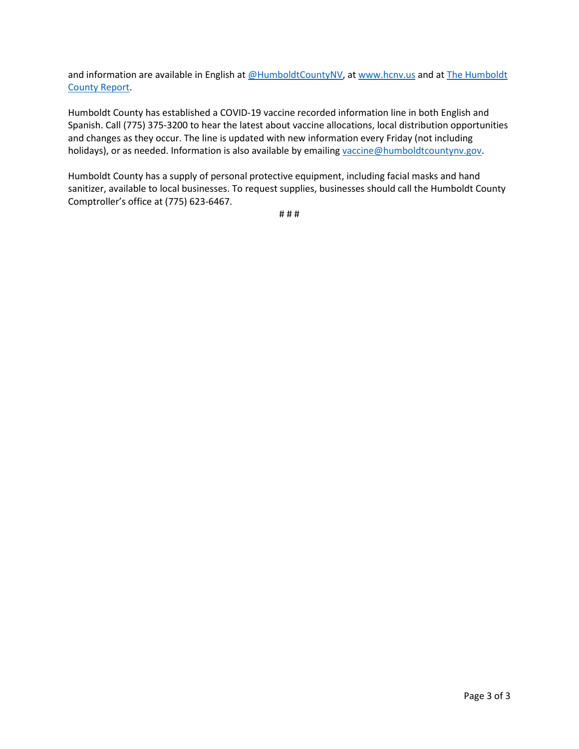and information are available in English at @HumboldtCountyNV, at www.hcnv.us and at The Humboldt County Report.

Humboldt County has established a COVID-19 vaccine recorded information line in both English and Spanish. Call (775) 375-3200 to hear the latest about vaccine allocations, local distribution opportunities and changes as they occur. The line is updated with new information every Friday (not including holidays), or as needed. Information is also available by emailing vaccine@humboldtcountynv.gov.

Humboldt County has a supply of personal protective equipment, including facial masks and hand sanitizer, available to local businesses. To request supplies, businesses should call the Humboldt County Comptroller's office at (775) 623-6467.

# # #